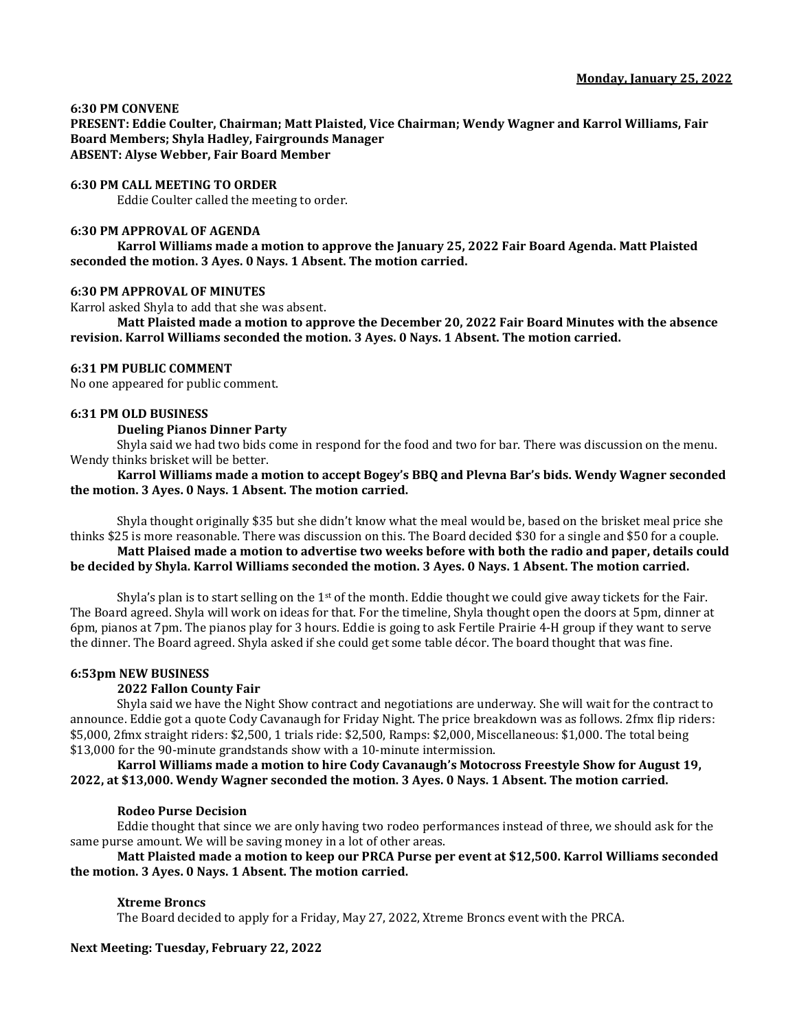**Monday, January 25, 2022**

**6:30 PM CONVENE**
**PRESENT: Eddie Coulter, Chairman; Matt Plaisted, Vice Chairman; Wendy Wagner and Karrol Williams, Fair Board Members; Shyla Hadley, Fairgrounds Manager**
**ABSENT: Alyse Webber, Fair Board Member**

**6:30 PM CALL MEETING TO ORDER**

Eddie Coulter called the meeting to order.

**6:30 PM APPROVAL OF AGENDA**

**Karrol Williams made a motion to approve the January 25, 2022 Fair Board Agenda. Matt Plaisted seconded the motion. 3 Ayes. 0 Nays. 1 Absent. The motion carried.**

**6:30 PM APPROVAL OF MINUTES**

Karrol asked Shyla to add that she was absent.

**Matt Plaisted made a motion to approve the December 20, 2022 Fair Board Minutes with the absence revision. Karrol Williams seconded the motion. 3 Ayes. 0 Nays. 1 Absent. The motion carried.**

**6:31 PM PUBLIC COMMENT**

No one appeared for public comment.

**6:31 PM OLD BUSINESS**

**Dueling Pianos Dinner Party**

Shyla said we had two bids come in respond for the food and two for bar. There was discussion on the menu. Wendy thinks brisket will be better.

**Karrol Williams made a motion to accept Bogey's BBQ and Plevna Bar's bids. Wendy Wagner seconded the motion. 3 Ayes. 0 Nays. 1 Absent. The motion carried.**

Shyla thought originally $35 but she didn't know what the meal would be, based on the brisket meal price she thinks $25 is more reasonable. There was discussion on this. The Board decided $30 for a single and $50 for a couple.

**Matt Plaised made a motion to advertise two weeks before with both the radio and paper, details could be decided by Shyla. Karrol Williams seconded the motion. 3 Ayes. 0 Nays. 1 Absent. The motion carried.**

Shyla's plan is to start selling on the 1st of the month. Eddie thought we could give away tickets for the Fair. The Board agreed. Shyla will work on ideas for that. For the timeline, Shyla thought open the doors at 5pm, dinner at 6pm, pianos at 7pm. The pianos play for 3 hours. Eddie is going to ask Fertile Prairie 4-H group if they want to serve the dinner. The Board agreed. Shyla asked if she could get some table décor. The board thought that was fine.

**6:53pm NEW BUSINESS**

**2022 Fallon County Fair**

Shyla said we have the Night Show contract and negotiations are underway. She will wait for the contract to announce. Eddie got a quote Cody Cavanaugh for Friday Night. The price breakdown was as follows. 2fmx flip riders: $5,000, 2fmx straight riders: $2,500, 1 trials ride: $2,500, Ramps: $2,000, Miscellaneous: $1,000. The total being $13,000 for the 90-minute grandstands show with a 10-minute intermission.

**Karrol Williams made a motion to hire Cody Cavanaugh's Motocross Freestyle Show for August 19, 2022, at $13,000. Wendy Wagner seconded the motion. 3 Ayes. 0 Nays. 1 Absent. The motion carried.**

**Rodeo Purse Decision**

Eddie thought that since we are only having two rodeo performances instead of three, we should ask for the same purse amount. We will be saving money in a lot of other areas.

**Matt Plaisted made a motion to keep our PRCA Purse per event at $12,500. Karrol Williams seconded the motion. 3 Ayes. 0 Nays. 1 Absent. The motion carried.**

**Xtreme Broncs**

The Board decided to apply for a Friday, May 27, 2022, Xtreme Broncs event with the PRCA.

**Next Meeting: Tuesday, February 22, 2022**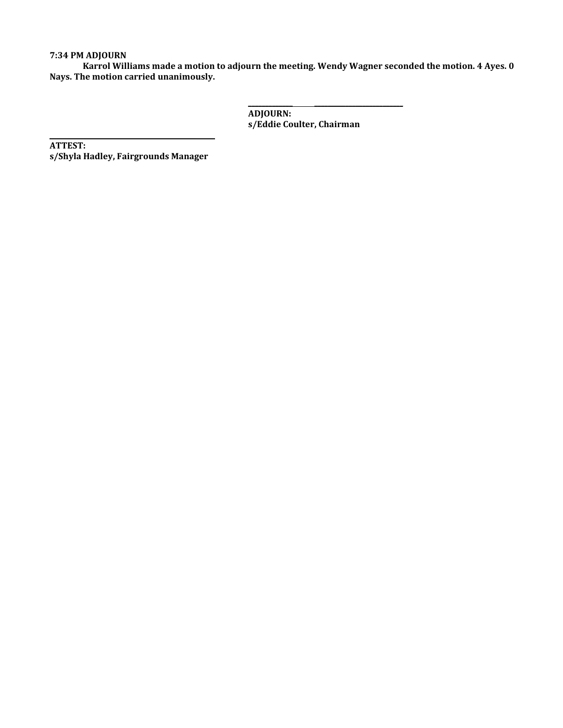**7:34 PM ADJOURN**

**Karrol Williams made a motion to adjourn the meeting. Wendy Wagner seconded the motion. 4 Ayes. 0 Nays. The motion carried unanimously.**

**ADJOURN:**
**s/Eddie Coulter, Chairman**

**ATTEST:**
**s/Shyla Hadley, Fairgrounds Manager**